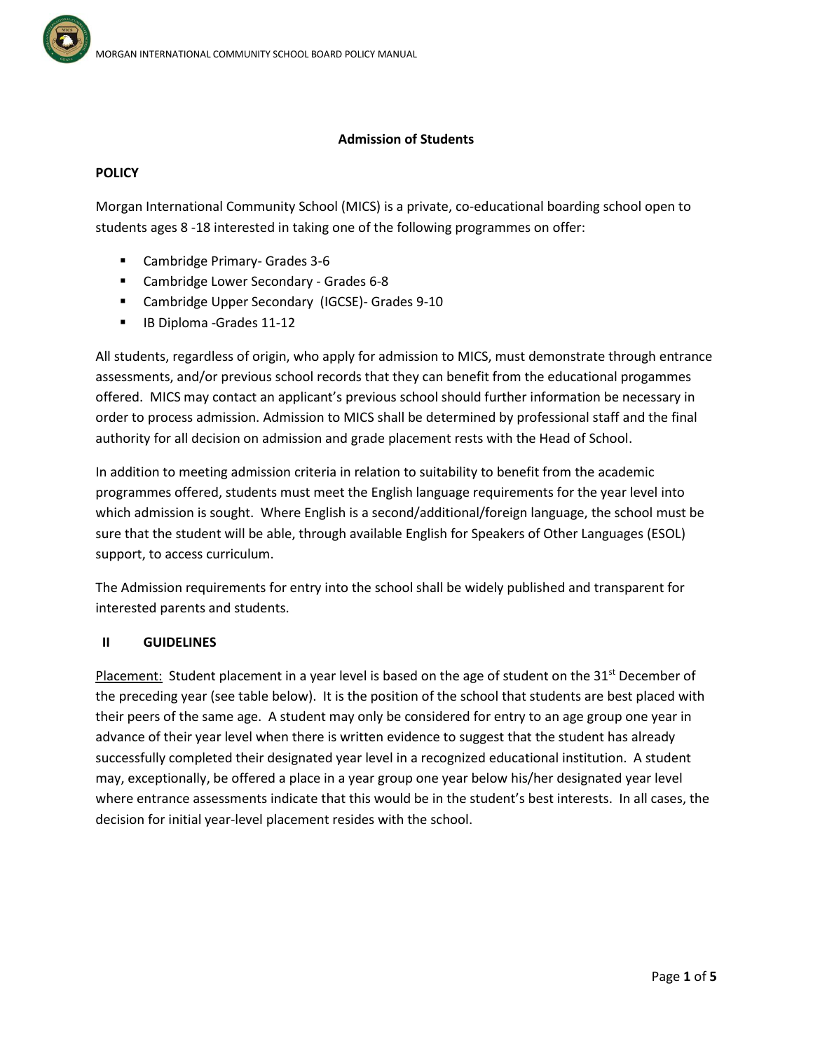# Admission of Students

## POLICY

Morgan International Community School (MICS) is a private, co-educational boarding school open to students ages 8 -18 interested in taking one of the following programmes on offer:

- Cambridge Primary- Grades 3-6
- Cambridge Lower Secondary - Grades 6-8
- Cambridge Upper Secondary (IGCSE)- Grades 9-10
- IB Diploma -Grades 11-12

All students, regardless of origin, who apply for admission to MICS, must demonstrate through entrance assessments, and/or previous school records that they can benefit from the educational progammes offered. MICS may contact an applicant's previous school should further information be necessary in order to process admission. Admission to MICS shall be determined by professional staff and the final authority for all decision on admission and grade placement rests with the Head of School.

In addition to meeting admission criteria in relation to suitability to benefit from the academic programmes offered, students must meet the English language requirements for the year level into which admission is sought. Where English is a second/additional/foreign language, the school must be sure that the student will be able, through available English for Speakers of Other Languages (ESOL) support, to access curriculum.

The Admission requirements for entry into the school shall be widely published and transparent for interested parents and students.

## II GUIDELINES

<u>Placement:</u> Student placement in a year level is based on the age of student on the 31st December of the preceding year (see table below). It is the position of the school that students are best placed with their peers of the same age. A student may only be considered for entry to an age group one year in advance of their year level when there is written evidence to suggest that the student has already successfully completed their designated year level in a recognized educational institution. A student may, exceptionally, be offered a place in a year group one year below his/her designated year level where entrance assessments indicate that this would be in the student's best interests. In all cases, the decision for initial year-level placement resides with the school.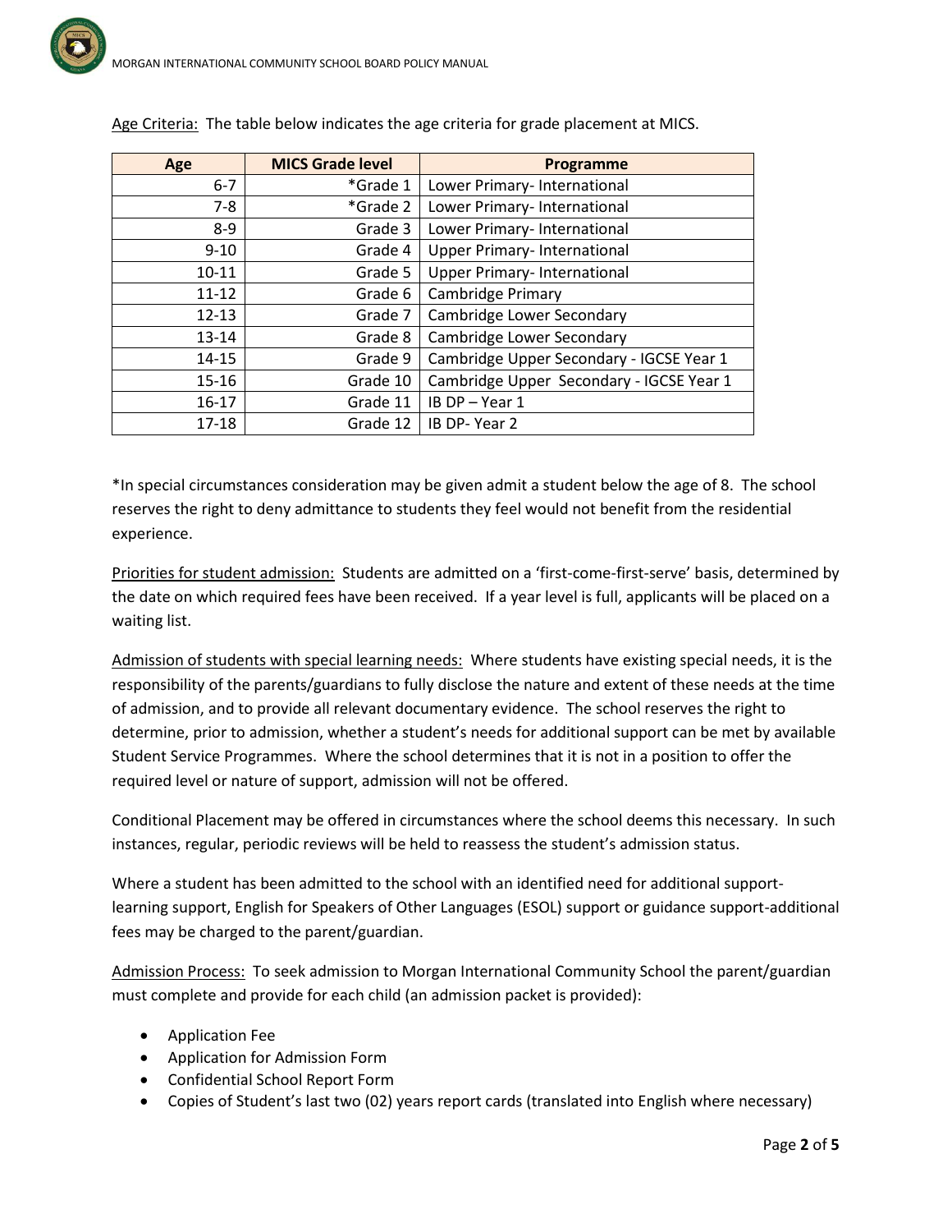Age Criteria: The table below indicates the age criteria for grade placement at MICS.

| Age | MICS Grade level | Programme |
|---|---|---|
| 6-7 | *Grade 1 | Lower Primary- International |
| 7-8 | *Grade 2 | Lower Primary- International |
| 8-9 | Grade 3 | Lower Primary- International |
| 9-10 | Grade 4 | Upper Primary- International |
| 10-11 | Grade 5 | Upper Primary- International |
| 11-12 | Grade 6 | Cambridge Primary |
| 12-13 | Grade 7 | Cambridge Lower Secondary |
| 13-14 | Grade 8 | Cambridge Lower Secondary |
| 14-15 | Grade 9 | Cambridge Upper Secondary - IGCSE Year 1 |
| 15-16 | Grade 10 | Cambridge Upper  Secondary - IGCSE Year 1 |
| 16-17 | Grade 11 | IB DP – Year 1 |
| 17-18 | Grade 12 | IB DP- Year 2 |

*In special circumstances consideration may be given admit a student below the age of 8. The school reserves the right to deny admittance to students they feel would not benefit from the residential experience.

Priorities for student admission: Students are admitted on a 'first-come-first-serve' basis, determined by the date on which required fees have been received. If a year level is full, applicants will be placed on a waiting list.

Admission of students with special learning needs: Where students have existing special needs, it is the responsibility of the parents/guardians to fully disclose the nature and extent of these needs at the time of admission, and to provide all relevant documentary evidence. The school reserves the right to determine, prior to admission, whether a student's needs for additional support can be met by available Student Service Programmes. Where the school determines that it is not in a position to offer the required level or nature of support, admission will not be offered.

Conditional Placement may be offered in circumstances where the school deems this necessary. In such instances, regular, periodic reviews will be held to reassess the student's admission status.

Where a student has been admitted to the school with an identified need for additional support-learning support, English for Speakers of Other Languages (ESOL) support or guidance support-additional fees may be charged to the parent/guardian.

Admission Process: To seek admission to Morgan International Community School the parent/guardian must complete and provide for each child (an admission packet is provided):

- Application Fee
- Application for Admission Form
- Confidential School Report Form
- Copies of Student's last two (02) years report cards (translated into English where necessary)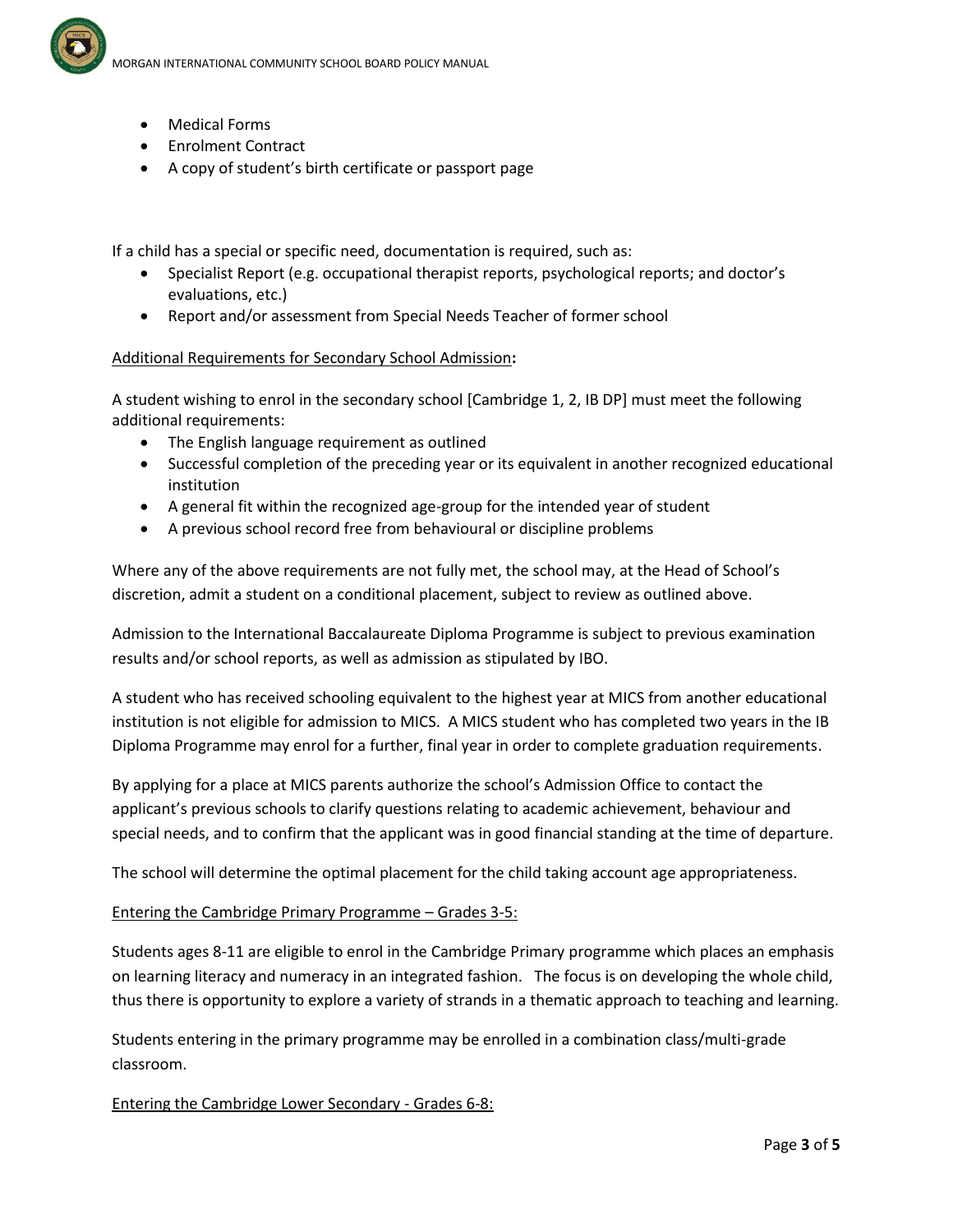- Medical Forms
- Enrolment Contract
- A copy of student's birth certificate or passport page

If a child has a special or specific need, documentation is required, such as:

- Specialist Report (e.g. occupational therapist reports, psychological reports; and doctor's evaluations, etc.)
- Report and/or assessment from Special Needs Teacher of former school

<u>Additional Requirements for Secondary School Admission</u>**:**

A student wishing to enrol in the secondary school [Cambridge 1, 2, IB DP] must meet the following additional requirements:

- The English language requirement as outlined
- Successful completion of the preceding year or its equivalent in another recognized educational institution
- A general fit within the recognized age-group for the intended year of student
- A previous school record free from behavioural or discipline problems

Where any of the above requirements are not fully met, the school may, at the Head of School's discretion, admit a student on a conditional placement, subject to review as outlined above.

Admission to the International Baccalaureate Diploma Programme is subject to previous examination results and/or school reports, as well as admission as stipulated by IBO.

A student who has received schooling equivalent to the highest year at MICS from another educational institution is not eligible for admission to MICS. A MICS student who has completed two years in the IB Diploma Programme may enrol for a further, final year in order to complete graduation requirements.

By applying for a place at MICS parents authorize the school's Admission Office to contact the applicant's previous schools to clarify questions relating to academic achievement, behaviour and special needs, and to confirm that the applicant was in good financial standing at the time of departure.

The school will determine the optimal placement for the child taking account age appropriateness.

<u>Entering the Cambridge Primary Programme – Grades 3-5:</u>

Students ages 8-11 are eligible to enrol in the Cambridge Primary programme which places an emphasis on learning literacy and numeracy in an integrated fashion. The focus is on developing the whole child, thus there is opportunity to explore a variety of strands in a thematic approach to teaching and learning.

Students entering in the primary programme may be enrolled in a combination class/multi-grade classroom.

<u>Entering the Cambridge Lower Secondary - Grades 6-8:</u>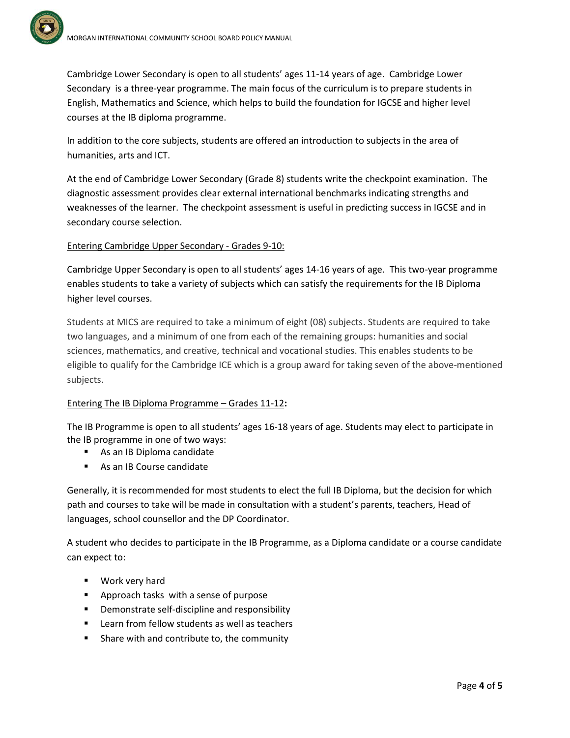Cambridge Lower Secondary is open to all students' ages 11-14 years of age. Cambridge Lower Secondary is a three-year programme. The main focus of the curriculum is to prepare students in English, Mathematics and Science, which helps to build the foundation for IGCSE and higher level courses at the IB diploma programme.

In addition to the core subjects, students are offered an introduction to subjects in the area of humanities, arts and ICT.

At the end of Cambridge Lower Secondary (Grade 8) students write the checkpoint examination. The diagnostic assessment provides clear external international benchmarks indicating strengths and weaknesses of the learner. The checkpoint assessment is useful in predicting success in IGCSE and in secondary course selection.

Entering Cambridge Upper Secondary - Grades 9-10:

Cambridge Upper Secondary is open to all students' ages 14-16 years of age. This two-year programme enables students to take a variety of subjects which can satisfy the requirements for the IB Diploma higher level courses.

Students at MICS are required to take a minimum of eight (08) subjects. Students are required to take two languages, and a minimum of one from each of the remaining groups: humanities and social sciences, mathematics, and creative, technical and vocational studies. This enables students to be eligible to qualify for the Cambridge ICE which is a group award for taking seven of the above-mentioned subjects.

Entering The IB Diploma Programme – Grades 11-12**:**

The IB Programme is open to all students' ages 16-18 years of age. Students may elect to participate in the IB programme in one of two ways:

- As an IB Diploma candidate
- As an IB Course candidate

Generally, it is recommended for most students to elect the full IB Diploma, but the decision for which path and courses to take will be made in consultation with a student's parents, teachers, Head of languages, school counsellor and the DP Coordinator.

A student who decides to participate in the IB Programme, as a Diploma candidate or a course candidate can expect to:

- Work very hard
- Approach tasks with a sense of purpose
- Demonstrate self-discipline and responsibility
- Learn from fellow students as well as teachers
- Share with and contribute to, the community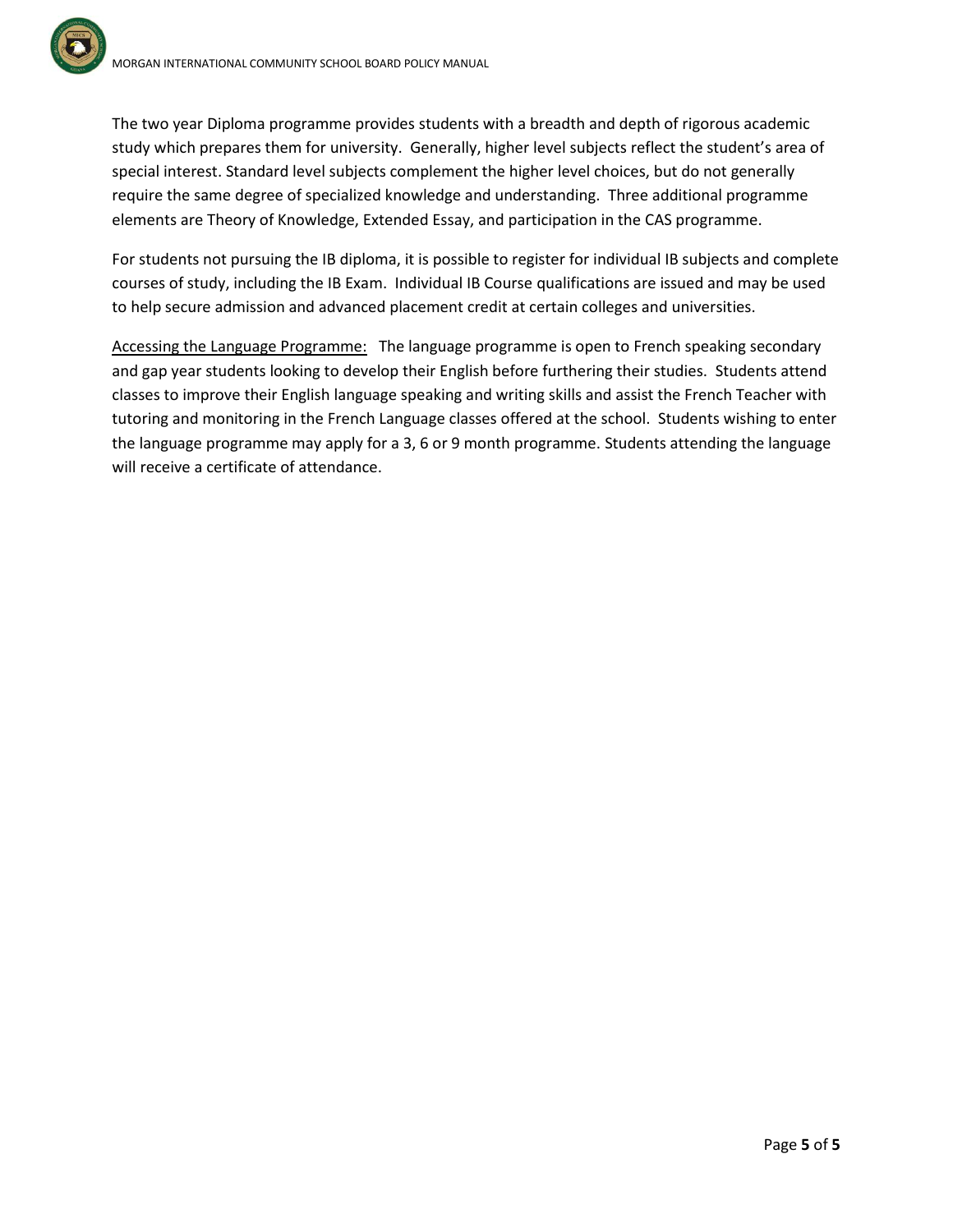The two year Diploma programme provides students with a breadth and depth of rigorous academic study which prepares them for university. Generally, higher level subjects reflect the student's area of special interest. Standard level subjects complement the higher level choices, but do not generally require the same degree of specialized knowledge and understanding. Three additional programme elements are Theory of Knowledge, Extended Essay, and participation in the CAS programme.

For students not pursuing the IB diploma, it is possible to register for individual IB subjects and complete courses of study, including the IB Exam. Individual IB Course qualifications are issued and may be used to help secure admission and advanced placement credit at certain colleges and universities.

<u>Accessing the Language Programme:</u> The language programme is open to French speaking secondary and gap year students looking to develop their English before furthering their studies. Students attend classes to improve their English language speaking and writing skills and assist the French Teacher with tutoring and monitoring in the French Language classes offered at the school. Students wishing to enter the language programme may apply for a 3, 6 or 9 month programme. Students attending the language will receive a certificate of attendance.